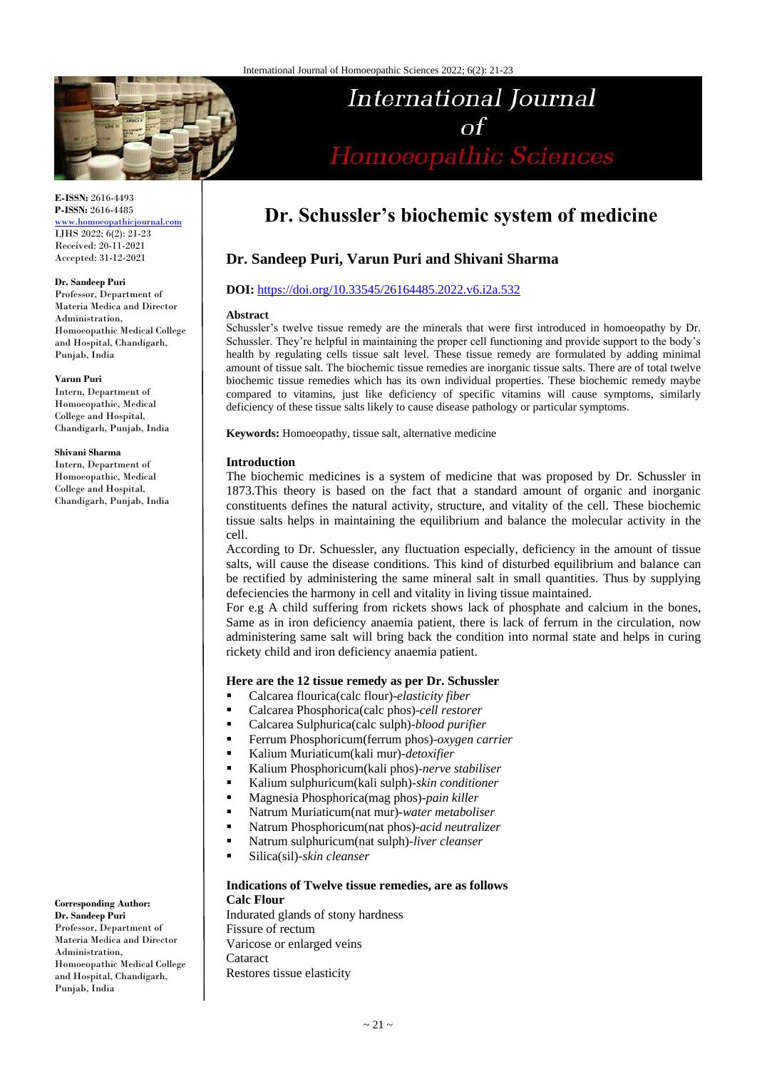# Dr. Schussler's biochemic system of medicine

## Dr. Sandeep Puri, Varun Puri and Shivani Sharma

**DOI:** https://doi.org/10.33545/26164485.2022.v6.i2a.532

**E-ISSN:** 2616-4493
**P-ISSN:** 2616-4485
www.homoeopathicjournal.com
IJHS 2022; 6(2): 21-23
Received: 20-11-2021
Accepted: 31-12-2021

**Dr. Sandeep Puri**
Professor, Department of Materia Medica and Director Administration, Homoeopathic Medical College and Hospital, Chandigarh, Punjab, India

**Varun Puri**
Intern, Department of Homoeopathic, Medical College and Hospital, Chandigarh, Punjab, India

**Shivani Sharma**
Intern, Department of Homoeopathic, Medical College and Hospital, Chandigarh, Punjab, India

**Corresponding Author:**
**Dr. Sandeep Puri**
Professor, Department of Materia Medica and Director Administration, Homoeopathic Medical College and Hospital, Chandigarh, Punjab, India

### Abstract

Schussler's twelve tissue remedy are the minerals that were first introduced in homoeopathy by Dr. Schussler. They're helpful in maintaining the proper cell functioning and provide support to the body's health by regulating cells tissue salt level. These tissue remedy are formulated by adding minimal amount of tissue salt. The biochemic tissue remedies are inorganic tissue salts. There are of total twelve biochemic tissue remedies which has its own individual properties. These biochemic remedy maybe compared to vitamins, just like deficiency of specific vitamins will cause symptoms, similarly deficiency of these tissue salts likely to cause disease pathology or particular symptoms.

**Keywords:** Homoeopathy, tissue salt, alternative medicine

### Introduction

The biochemic medicines is a system of medicine that was proposed by Dr. Schussler in 1873.This theory is based on the fact that a standard amount of organic and inorganic constituents defines the natural activity, structure, and vitality of the cell. These biochemic tissue salts helps in maintaining the equilibrium and balance the molecular activity in the cell.

According to Dr. Schuessler, any fluctuation especially, deficiency in the amount of tissue salts, will cause the disease conditions. This kind of disturbed equilibrium and balance can be rectified by administering the same mineral salt in small quantities. Thus by supplying defeciencies the harmony in cell and vitality in living tissue maintained.

For e.g A child suffering from rickets shows lack of phosphate and calcium in the bones, Same as in iron deficiency anaemia patient, there is lack of ferrum in the circulation, now administering same salt will bring back the condition into normal state and helps in curing rickety child and iron deficiency anaemia patient.

### Here are the 12 tissue remedy as per Dr. Schussler

- Calcarea flourica(calc flour)-*elasticity fiber*
- Calcarea Phosphorica(calc phos)-*cell restorer*
- Calcarea Sulphurica(calc sulph)-*blood purifier*
- Ferrum Phosphoricum(ferrum phos)-*oxygen carrier*
- Kalium Muriaticum(kali mur)-*detoxifier*
- Kalium Phosphoricum(kali phos)-*nerve stabiliser*
- Kalium sulphuricum(kali sulph)-*skin conditioner*
- Magnesia Phosphorica(mag phos)-*pain killer*
- Natrum Muriaticum(nat mur)-*water metaboliser*
- Natrum Phosphoricum(nat phos)-*acid neutralizer*
- Natrum sulphuricum(nat sulph)-*liver cleanser*
- Silica(sil)-*skin cleanser*

### Indications of Twelve tissue remedies, are as follows

**Calc Flour**

Indurated glands of stony hardness
Fissure of rectum
Varicose or enlarged veins
Cataract
Restores tissue elasticity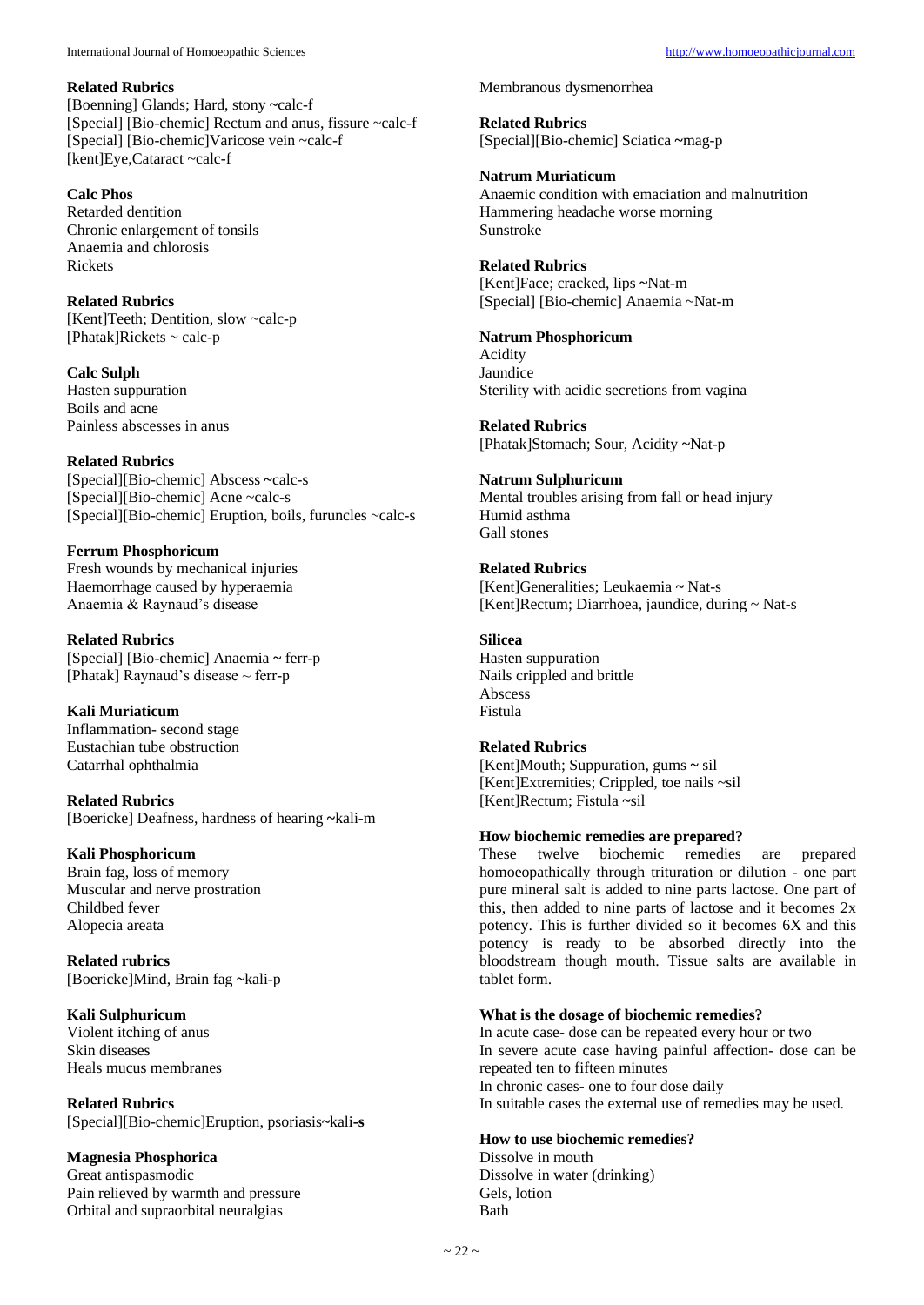**Related Rubrics**

[Boenning] Glands; Hard, stony ~calc-f
[Special] [Bio-chemic] Rectum and anus, fissure ~calc-f
[Special] [Bio-chemic]Varicose vein ~calc-f
[kent]Eye,Cataract ~calc-f

**Calc Phos**

Retarded dentition
Chronic enlargement of tonsils
Anaemia and chlorosis
Rickets

**Related Rubrics**

[Kent]Teeth; Dentition, slow ~calc-p
[Phatak]Rickets ~ calc-p

**Calc Sulph**

Hasten suppuration
Boils and acne
Painless abscesses in anus

**Related Rubrics**

[Special][Bio-chemic] Abscess ~calc-s
[Special][Bio-chemic] Acne ~calc-s
[Special][Bio-chemic] Eruption, boils, furuncles ~calc-s

**Ferrum Phosphoricum**

Fresh wounds by mechanical injuries
Haemorrhage caused by hyperaemia
Anaemia & Raynaud's disease

**Related Rubrics**

[Special] [Bio-chemic] Anaemia ~ ferr-p
[Phatak] Raynaud's disease ~ ferr-p

**Kali Muriaticum**

Inflammation- second stage
Eustachian tube obstruction
Catarrhal ophthalmia

**Related Rubrics**

[Boericke] Deafness, hardness of hearing ~kali-m

**Kali Phosphoricum**

Brain fag, loss of memory
Muscular and nerve prostration
Childbed fever
Alopecia areata

**Related rubrics**

[Boericke]Mind, Brain fag ~kali-p

**Kali Sulphuricum**

Violent itching of anus
Skin diseases
Heals mucus membranes

**Related Rubrics**

[Special][Bio-chemic]Eruption, psoriasis~kali-**s**

**Magnesia Phosphorica**

Great antispasmodic
Pain relieved by warmth and pressure
Orbital and supraorbital neuralgias
Membranous dysmenorrhea

**Related Rubrics**

[Special][Bio-chemic] Sciatica ~mag-p

**Natrum Muriaticum**

Anaemic condition with emaciation and malnutrition
Hammering headache worse morning
Sunstroke

**Related Rubrics**

[Kent]Face; cracked, lips ~Nat-m
[Special] [Bio-chemic] Anaemia ~Nat-m

**Natrum Phosphoricum**

Acidity
Jaundice
Sterility with acidic secretions from vagina

**Related Rubrics**

[Phatak]Stomach; Sour, Acidity ~Nat-p

**Natrum Sulphuricum**

Mental troubles arising from fall or head injury
Humid asthma
Gall stones

**Related Rubrics**

[Kent]Generalities; Leukaemia ~ Nat-s
[Kent]Rectum; Diarrhoea, jaundice, during ~ Nat-s

**Silicea**

Hasten suppuration
Nails crippled and brittle
Abscess
Fistula

**Related Rubrics**

[Kent]Mouth; Suppuration, gums ~ sil
[Kent]Extremities; Crippled, toe nails ~sil
[Kent]Rectum; Fistula ~sil

**How biochemic remedies are prepared?**

These twelve biochemic remedies are prepared homoeopathically through trituration or dilution - one part pure mineral salt is added to nine parts lactose. One part of this, then added to nine parts of lactose and it becomes 2x potency. This is further divided so it becomes 6X and this potency is ready to be absorbed directly into the bloodstream though mouth. Tissue salts are available in tablet form.

**What is the dosage of biochemic remedies?**

In acute case- dose can be repeated every hour or two
In severe acute case having painful affection- dose can be repeated ten to fifteen minutes
In chronic cases- one to four dose daily
In suitable cases the external use of remedies may be used.

**How to use biochemic remedies?**

Dissolve in mouth
Dissolve in water (drinking)
Gels, lotion
Bath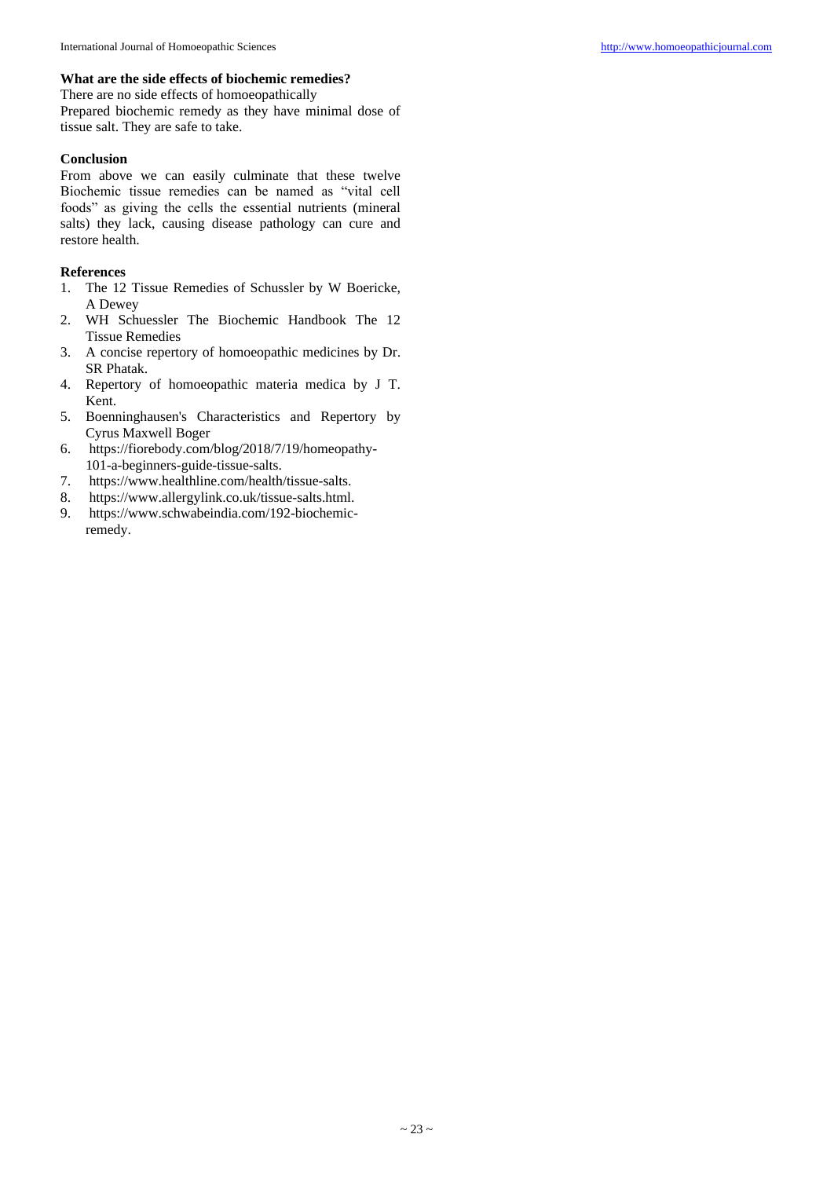### What are the side effects of biochemic remedies?

There are no side effects of homoeopathically
Prepared biochemic remedy as they have minimal dose of tissue salt. They are safe to take.

### Conclusion

From above we can easily culminate that these twelve Biochemic tissue remedies can be named as "vital cell foods" as giving the cells the essential nutrients (mineral salts) they lack, causing disease pathology can cure and restore health.

### References

1. The 12 Tissue Remedies of Schussler by W Boericke, A Dewey
2. WH Schuessler The Biochemic Handbook The 12 Tissue Remedies
3. A concise repertory of homoeopathic medicines by Dr. SR Phatak.
4. Repertory of homoeopathic materia medica by J T. Kent.
5. Boenninghausen's Characteristics and Repertory by Cyrus Maxwell Boger
6. https://fiorebody.com/blog/2018/7/19/homeopathy-101-a-beginners-guide-tissue-salts.
7. https://www.healthline.com/health/tissue-salts.
8. https://www.allergylink.co.uk/tissue-salts.html.
9. https://www.schwabeindia.com/192-biochemic-remedy.